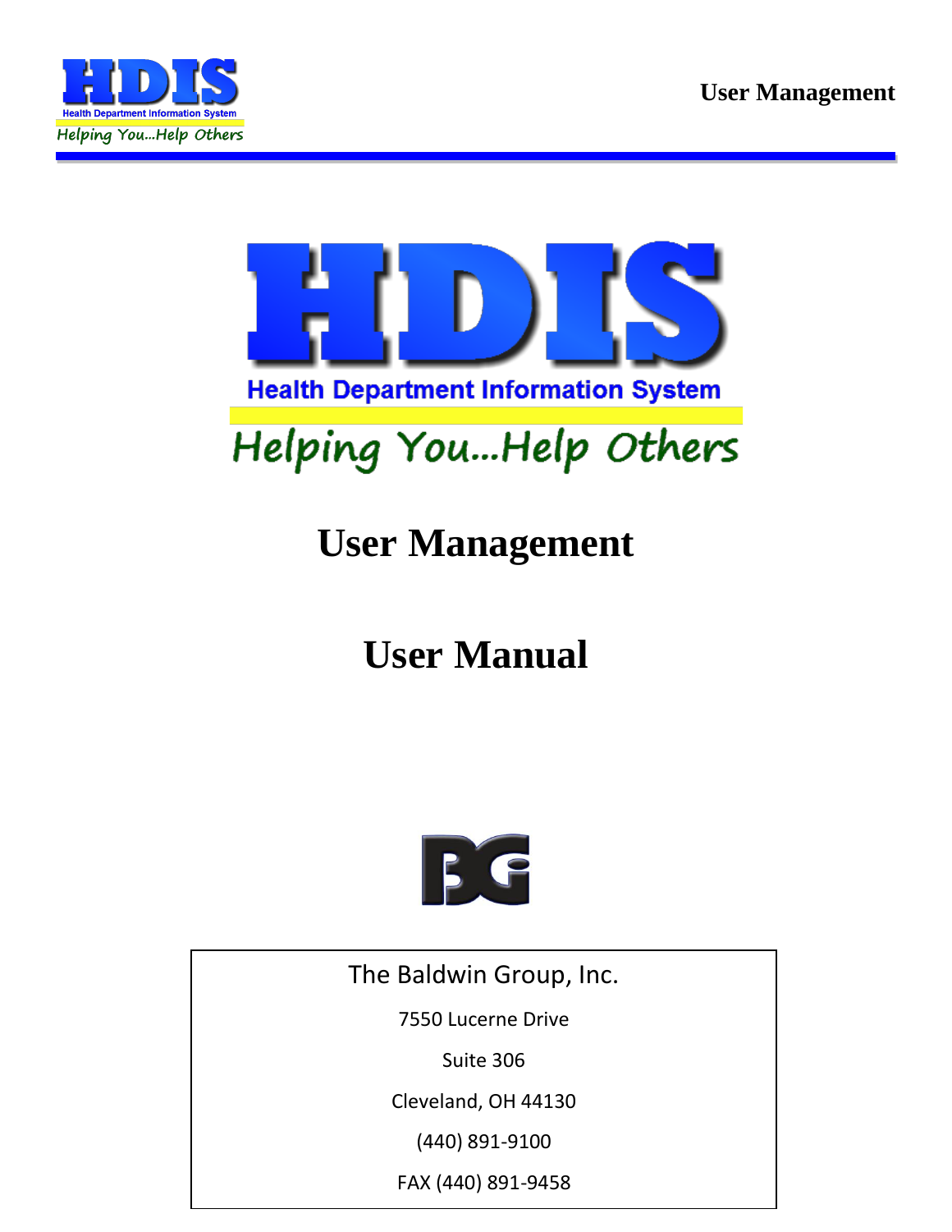# HDIS

**Health Department Information System**

*Helping You...Help Others*

# User Management

# User Manual

The Baldwin Group, Inc.

7550 Lucerne Drive

Suite 306

Cleveland, OH 44130

(440) 891-9100

FAX (440) 891-9458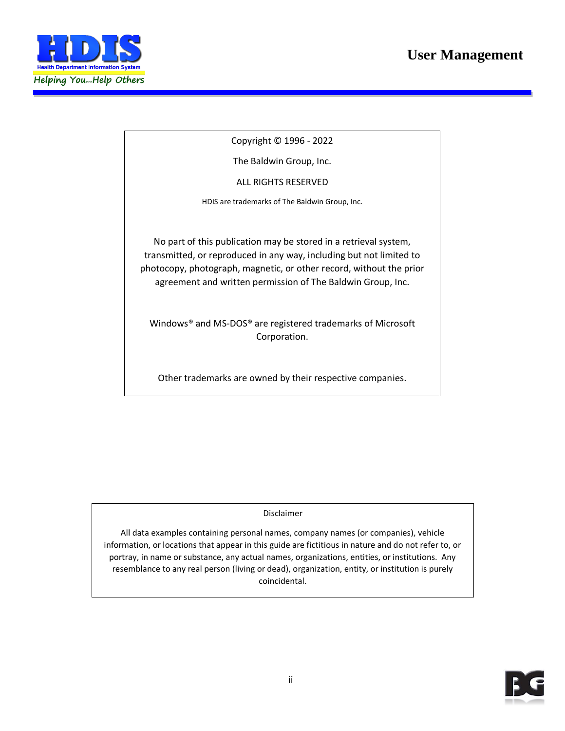Copyright © 1996 - 2022

The Baldwin Group, Inc.

ALL RIGHTS RESERVED

HDIS are trademarks of The Baldwin Group, Inc.

No part of this publication may be stored in a retrieval system, transmitted, or reproduced in any way, including but not limited to photocopy, photograph, magnetic, or other record, without the prior agreement and written permission of The Baldwin Group, Inc.

Windows® and MS-DOS® are registered trademarks of Microsoft Corporation.

Other trademarks are owned by their respective companies.

Disclaimer

All data examples containing personal names, company names (or companies), vehicle information, or locations that appear in this guide are fictitious in nature and do not refer to, or portray, in name or substance, any actual names, organizations, entities, or institutions. Any resemblance to any real person (living or dead), organization, entity, or institution is purely coincidental.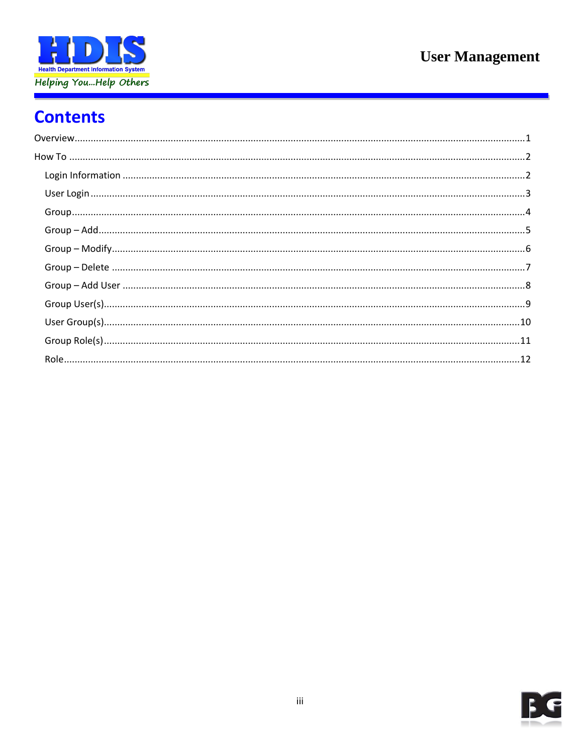# Contents

Overview........................................................................................................................................................1

How To ..........................................................................................................................................................2

- Login Information .......................................................................................................................................2
- User Login ...................................................................................................................................................3
- Group...........................................................................................................................................................4
- Group – Add.................................................................................................................................................5
- Group – Modify............................................................................................................................................6
- Group – Delete ............................................................................................................................................7
- Group – Add User ........................................................................................................................................8
- Group User(s)...............................................................................................................................................9
- User Group(s)...............................................................................................................................................10
- Group Role(s)...............................................................................................................................................11
- Role..............................................................................................................................................................12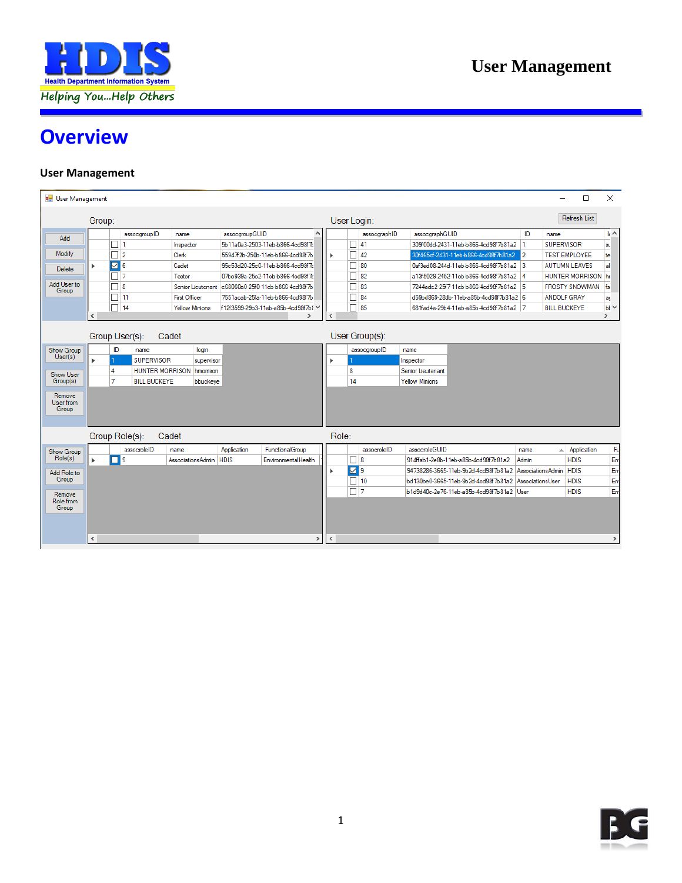# Overview

**User Management**

**User Management**

**Group:**

| | | assocgroupID | name | assocgroupGUID |
|---|---|---|---|---|
| | ☐ | 1 | Inspector | 5b11a0e3-2503-11eb-b866-4cd98f7b |
| | ☐ | 2 | Clerk | 559472b-250b-11eb-b866-4cd98f7b |
| ▸ | ☑ | 6 | Cadet | 95c53d20-25c0-11eb-b866-4cd98f7b |
| | ☐ | 7 | Tester | 07be939a-25c2-11eb-b866-4cd98f7b |
| | ☐ | 8 | Senior Lieutenant | e68060a0-25f0-11eb-b866-4cd98f7b |
| | ☐ | 11 | First Officer | 7551acab-25fa-11eb-b866-4cd98f7b |
| | ☐ | 14 | Yellow Minions | f1213599-29b3-11eb-a85b-4cd98f7b |

Buttons: Add, Modify, Delete, Add User to Group

**User Login:** (Refresh List)

| | | assocgraphID | assocgraphGUID | ID | name |
|---|---|---|---|---|---|
| | ☐ | 41 | 309f00dd-2431-11eb-b866-4cd98f7b81a2 | 1 | SUPERVISOR |
| ▸ | ☐ | 42 | 30f465cf-2431-11eb-b866-4cd98f7b81a2 | 2 | TEST EMPLOYEE |
| | ☐ | 80 | 0af3ed08-244d-11eb-b866-4cd98f7b81a2 | 3 | AUTUMN LEAVES |
| | ☐ | 82 | a13f5029-2452-11eb-b866-4cd98f7b81a2 | 4 | HUNTER MORRISON |
| | ☐ | 83 | 7244adc2-25f7-11eb-b866-4cd98f7b81a2 | 5 | FROSTY SNOWMAN |
| | ☐ | 84 | d59bd869-28db-11eb-a85b-4cd98f7b81a2 | 6 | ANDOLF GRAY |
| | ☐ | 85 | 681fed4e-29b4-11eb-a85b-4cd98f7b81a2 | 7 | BILL BUCKEYE |

**Group User(s):** Cadet

| | ID | name | login |
|---|---|---|---|
| ▸ | 1 | SUPERVISOR | supervisor |
| | 4 | HUNTER MORRISON | hmorrison |
| | 7 | BILL BUCKEYE | bbuckeye |

Buttons: Show Group User(s), Show User Group(s), Remove User from Group

**User Group(s):**

| | assocgroupID | name |
|---|---|---|
| ▸ | 1 | Inspector |
| | 8 | Senior Lieutenant |
| | 14 | Yellow Minions |

**Group Role(s):** Cadet

| | | assocroleID | name | Application | FunctionalGroup |
|---|---|---|---|---|---|
| ▸ | ☐ | 9 | AssociationsAdmin | HDIS | EnvironmentalHealth |

Buttons: Show Group Role(s), Add Role to Group, Remove Role from Group

**Role:**

| | | assocroleID | assocroleGUID | name | Application |
|---|---|---|---|---|---|
| | ☐ | 8 | 914ffab1-2e8b-11eb-a85b-4cd98f7b81a2 | Admin | HDIS |
| ▸ | ☑ | 9 | 94738286-3665-11eb-9b2d-4cd98f7b81a2 | AssociationsAdmin | HDIS |
| | ☐ | 10 | bd130be0-3665-11eb-9b2d-4cd98f7b81a2 | AssociationsUser | HDIS |
| | ☐ | 7 | b1c9d40c-2e76-11eb-a85b-4cd98f7b81a2 | User | HDIS |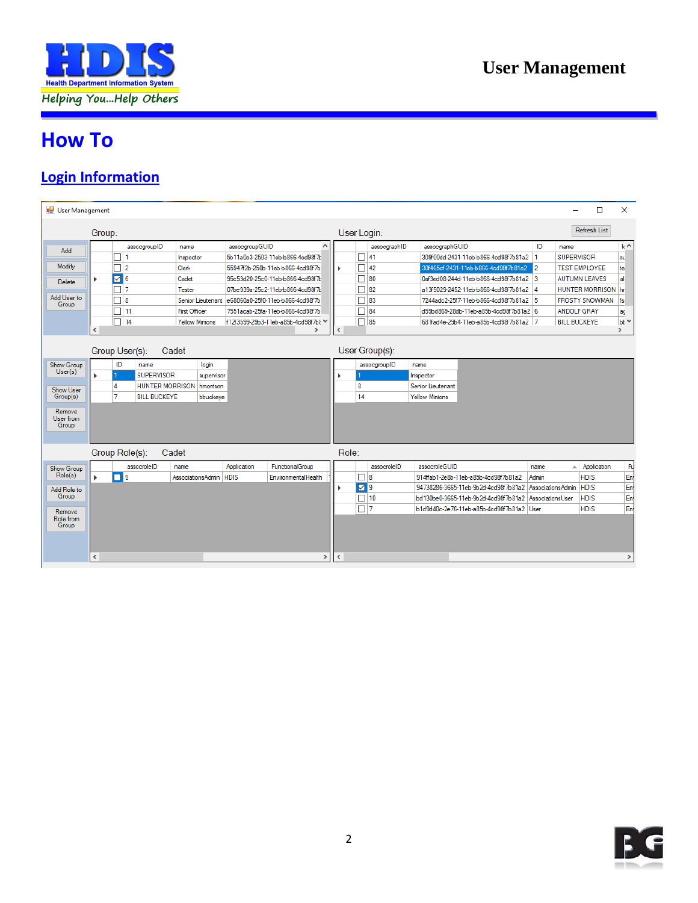# How To

## Login Information

User Management

Group:

| | assocgroupID | name | assocgroupGUID |
|---|---|---|---|
| ☐ | 1 | Inspector | 5b11a0e3-2503-11eb-b866-4cd98f7t |
| ☐ | 2 | Clerk | 55947f2b-250b-11eb-b866-4cd98f7b |
| ☑ | 6 | Cadet | 95c53d20-25c0-11eb-b866-4cd98f7t |
| ☐ | 7 | Tester | 07be939a-25c2-11eb-b866-4cd98f7t |
| ☐ | 8 | Senior Lieutenant | e68060a0-2510-11eb-b866-4cd98f7b |
| ☐ | 11 | First Officer | 7351acab-25fa-11eb-b866-4cd98f7b |
| ☐ | 14 | Yellow Minions | f1213599-29b3-11eb-a85b-4cd98f7b8 |

Add | Modify | Delete | Add User to Group

User Login:

Refresh List

| | assocgraphID | assocgraphGUID | ID | name |
|---|---|---|---|---|
| ☐ | 41 | 309f00dd-2431-11eb-b866-4cd98f7b81a2 | 1 | SUPERVISOR |
| ☐ | 42 | 30f465cf-2431-11eb-b866-4cd98f7b81a2 | 2 | TEST EMPLOYEE |
| ☐ | 80 | 0af3ed08-244d-11eb-b866-4cd98f7b81a2 | 3 | AUTUMN LEAVES |
| ☐ | 82 | a13f5029-2452-11eb-b866-4cd98f7b81a2 | 4 | HUNTER MORRISON |
| ☐ | 83 | 7244adc2-2517-11eb-b866-4cd98f7b81a2 | 5 | FROSTY SNOWMAN |
| ☐ | 84 | d59bd869-28db-11eb-a85b-4cd98f7b81a2 | 6 | ANDOLF GRAY |
| ☐ | 85 | 681fad4e-29b4-11eb-a85b-4cd98f7b81a2 | 7 | BILL BUCKEYE |

Group User(s): Cadet

| ID | name | login |
|---|---|---|
| 1 | SUPERVISOR | supervisor |
| 4 | HUNTER MORRISON | hmorrison |
| 7 | BILL BUCKEYE | bbuckeye |

Show Group User(s) | Show User Group(s) | Remove User from Group

User Group(s):

| assocgroupID | name |
|---|---|
| 1 | Inspector |
| 8 | Senior Lieutenant |
| 14 | Yellow Minions |

Group Role(s): Cadet

| | assocroleID | name | Application | FunctionalGroup |
|---|---|---|---|---|
| ☐ | 9 | AssociationsAdmin | HDIS | EnvironmentalHealth |

Show Group Role(s) | Add Role to Group | Remove Role from Group

Role:

| | assocroleID | assocroleGUID | name | Application |
|---|---|---|---|---|
| ☐ | 8 | 914ffab1-2e8b-11eb-a85b-4cd98f7b81a2 | Admin | HDIS |
| ☑ | 9 | 94738286-3665-11eb-9b2d-4cd98f7b81a2 | AssociationsAdmin | HDIS |
| ☐ | 10 | bd130be0-3665-11eb-9b2d-4cd98f7b81a2 | AssociationsUser | HDIS |
| ☐ | 7 | b1d9d40c-2e76-11eb-a85b-4cd98f7b81a2 | User | HDIS |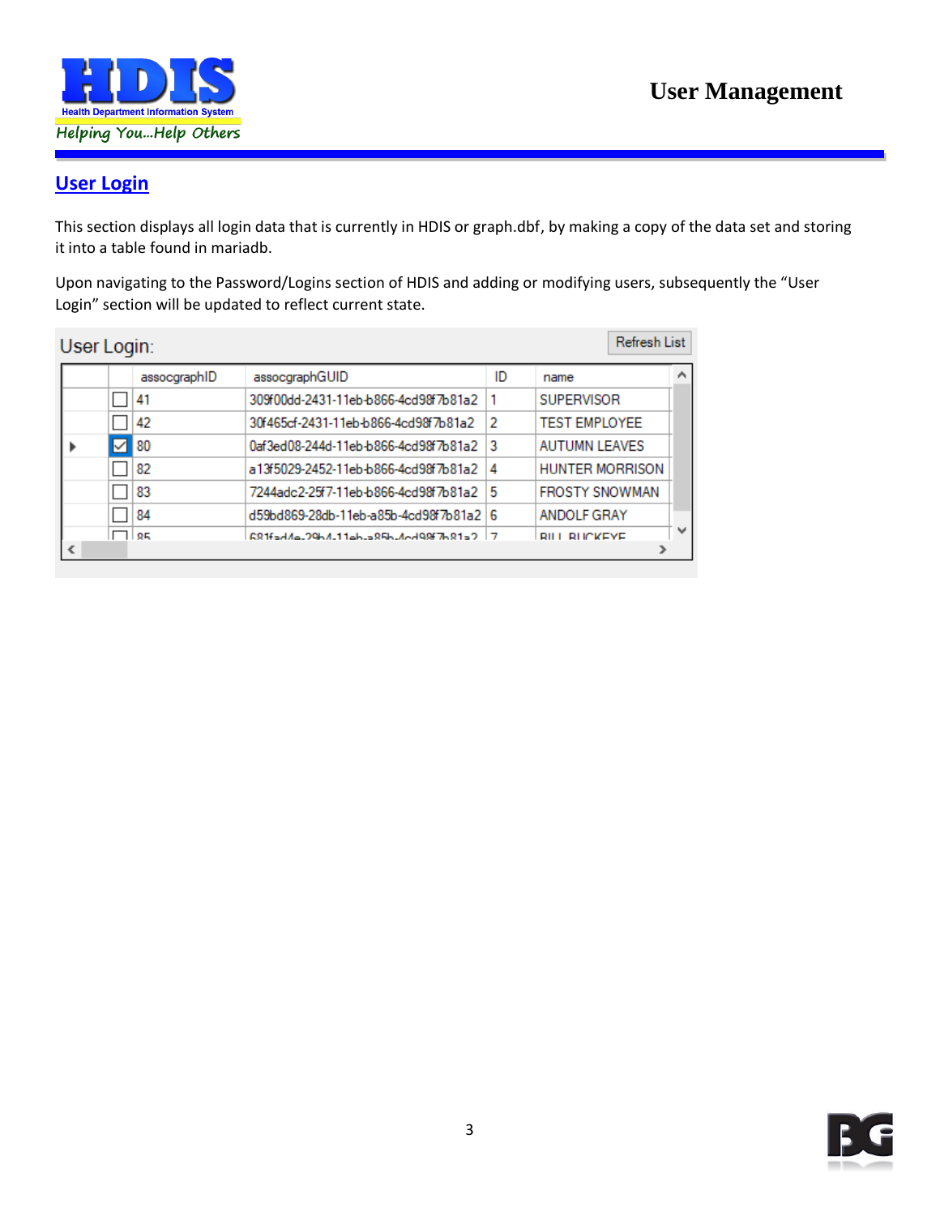## User Login

This section displays all login data that is currently in HDIS or graph.dbf, by making a copy of the data set and storing it into a table found in mariadb.

Upon navigating to the Password/Logins section of HDIS and adding or modifying users, subsequently the "User Login" section will be updated to reflect current state.

User Login:

Refresh List

| | | assocgraphID | assocgraphGUID | ID | name |
|---|---|---|---|---|---|
| | ☐ | 41 | 309f00dd-2431-11eb-b866-4cd98f7b81a2 | 1 | SUPERVISOR |
| | ☐ | 42 | 30f465cf-2431-11eb-b866-4cd98f7b81a2 | 2 | TEST EMPLOYEE |
| ▸ | ☑ | 80 | 0af3ed08-244d-11eb-b866-4cd98f7b81a2 | 3 | AUTUMN LEAVES |
| | ☐ | 82 | a13f5029-2452-11eb-b866-4cd98f7b81a2 | 4 | HUNTER MORRISON |
| | ☐ | 83 | 7244adc2-25f7-11eb-b866-4cd98f7b81a2 | 5 | FROSTY SNOWMAN |
| | ☐ | 84 | d59bd869-28db-11eb-a85b-4cd98f7b81a2 | 6 | ANDOLF GRAY |
| | ☐ | 85 | 681fad4e-29b4-11eb-a85b-4cd98f7b81a2 | 7 | BILL BUCKEYE |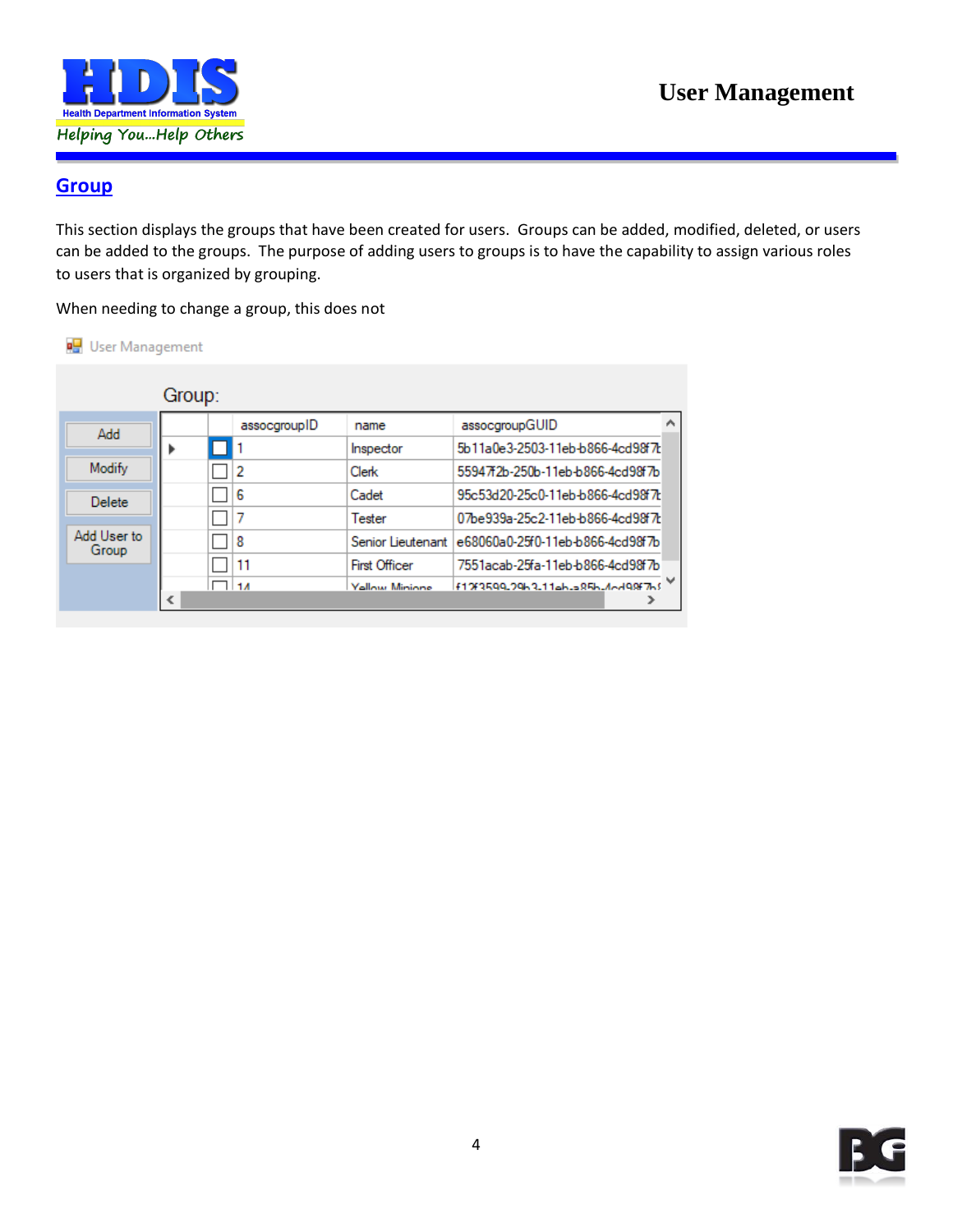## Group

This section displays the groups that have been created for users. Groups can be added, modified, deleted, or users can be added to the groups. The purpose of adding users to groups is to have the capability to assign various roles to users that is organized by grouping.

When needing to change a group, this does not

User Management

Group:

| | | assocgroupID | name | assocgroupGUID |
|---|---|---|---|---|
| ▶ | ☐ | 1 | Inspector | 5b11a0e3-2503-11eb-b866-4cd98f7b |
| | ☐ | 2 | Clerk | 55947f2b-250b-11eb-b866-4cd98f7b |
| | ☐ | 6 | Cadet | 95c53d20-25c0-11eb-b866-4cd98f7b |
| | ☐ | 7 | Tester | 07be939a-25c2-11eb-b866-4cd98f7b |
| | ☐ | 8 | Senior Lieutenant | e68060a0-25f0-11eb-b866-4cd98f7b |
| | ☐ | 11 | First Officer | 7551acab-25fa-11eb-b866-4cd98f7b |
| | ☐ | 14 | Yellow Minions | f12f3599-29b3-11eb-a85b-4cd98f7b |

Add | Modify | Delete | Add User to Group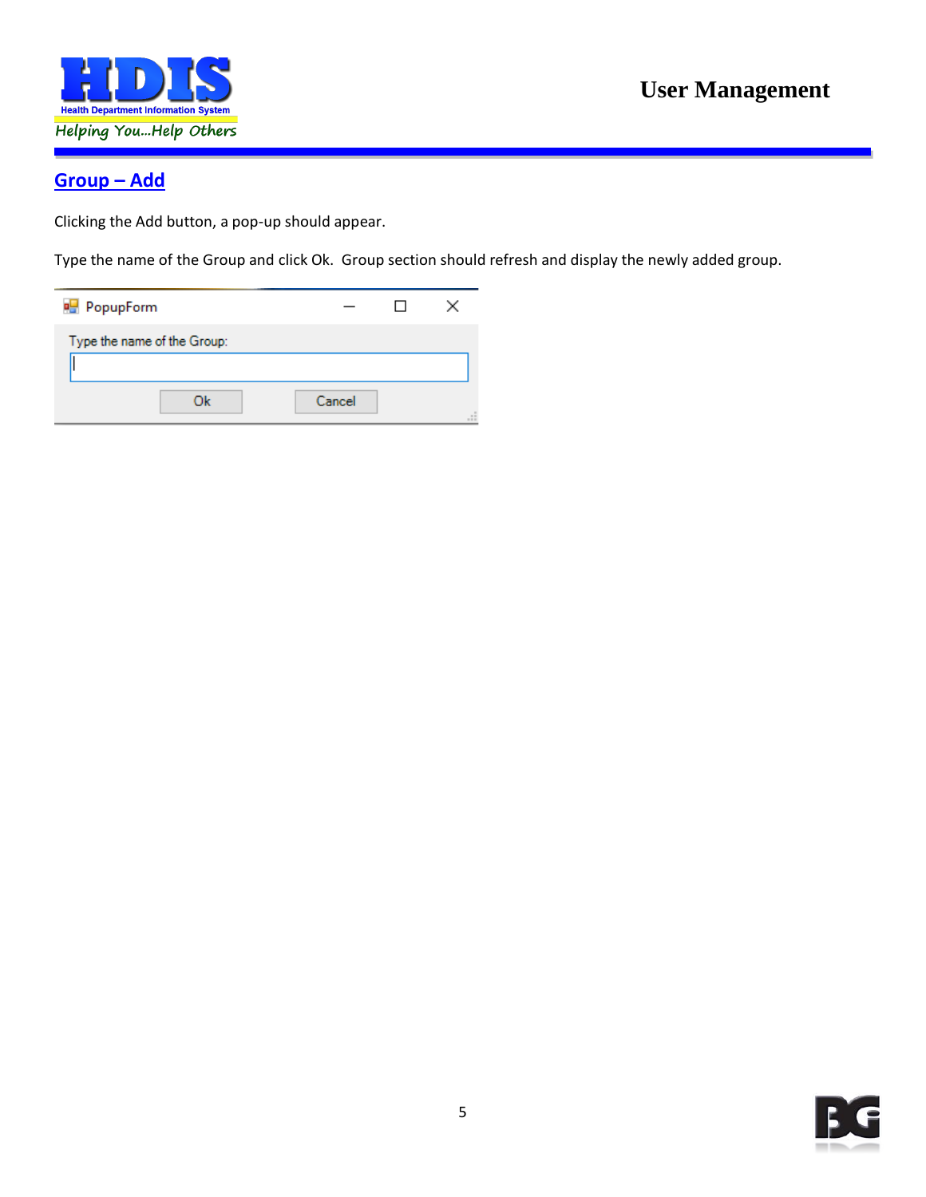## Group – Add

Clicking the Add button, a pop-up should appear.

Type the name of the Group and click Ok. Group section should refresh and display the newly added group.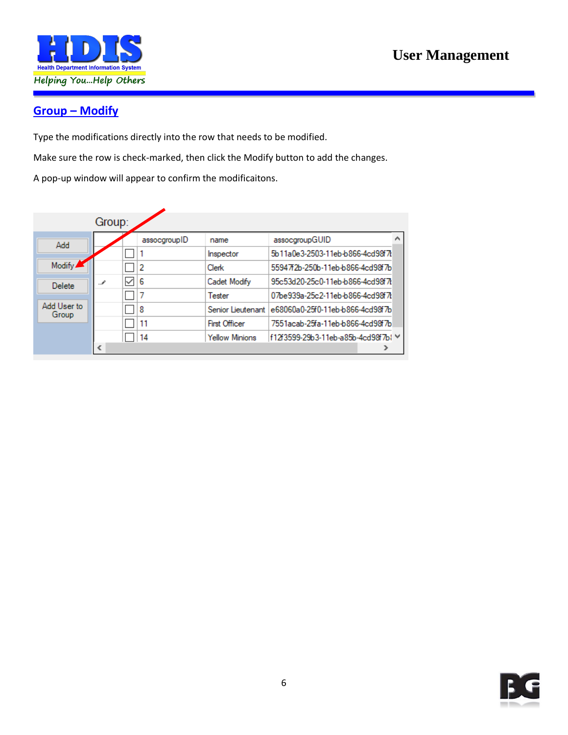## Group – Modify

Type the modifications directly into the row that needs to be modified.

Make sure the row is check-marked, then click the Modify button to add the changes.

A pop-up window will appear to confirm the modificaitons.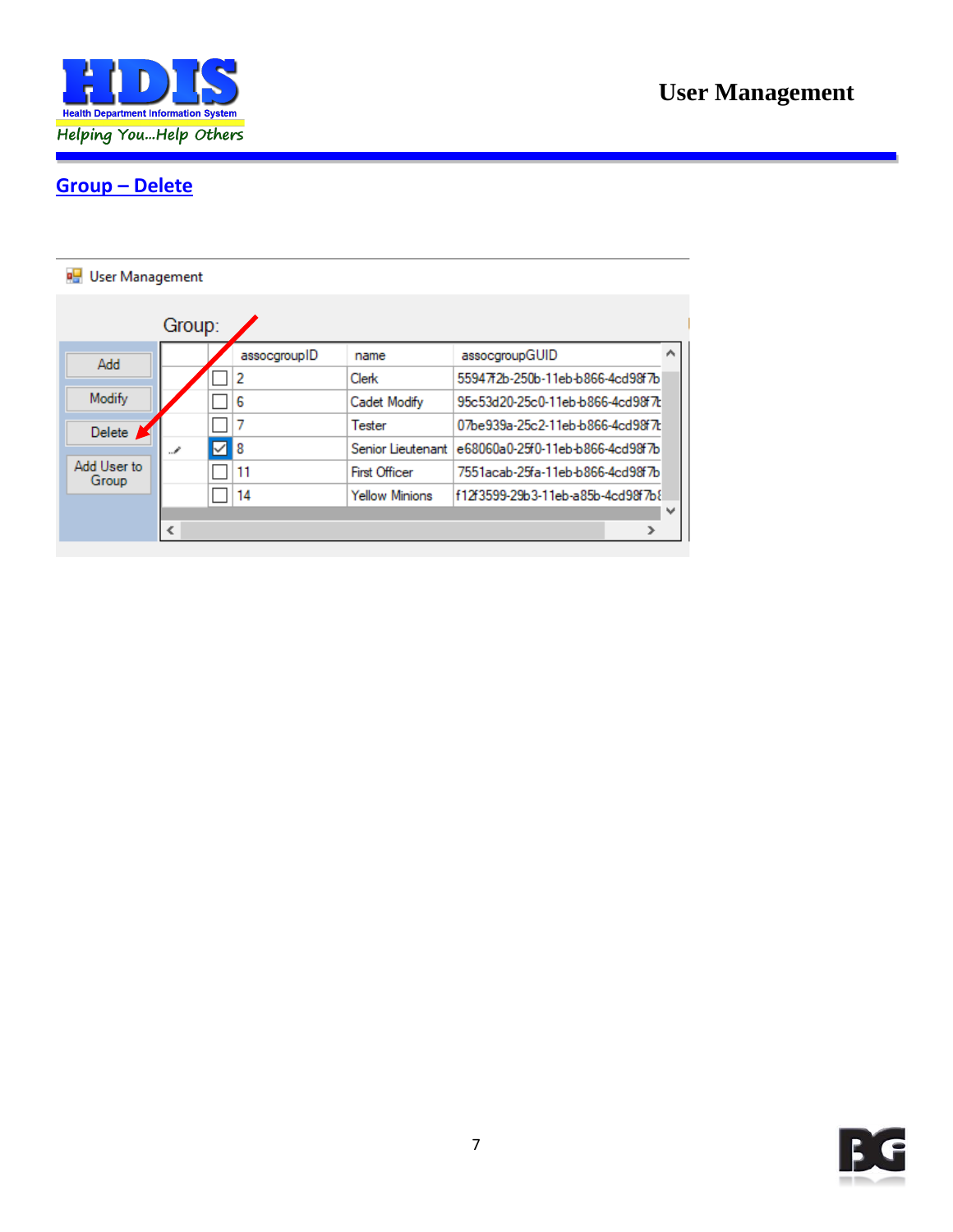## Group – Delete

User Management

Group:

| | | assocgroupID | name | assocgroupGUID |
|---|---|---|---|---|
| | ☐ | 2 | Clerk | 55947f2b-250b-11eb-b866-4cd98f7b |
| | ☐ | 6 | Cadet Modify | 95c53d20-25c0-11eb-b866-4cd98f7b |
| | ☐ | 7 | Tester | 07be939a-25c2-11eb-b866-4cd98f7b |
| | ☑ | 8 | Senior Lieutenant | e68060a0-25f0-11eb-b866-4cd98f7b |
| | ☐ | 11 | First Officer | 7551acab-25fa-11eb-b866-4cd98f7b |
| | ☐ | 14 | Yellow Minions | f12f3599-29b3-11eb-a85b-4cd98f7b |

Add

Modify

Delete

Add User to Group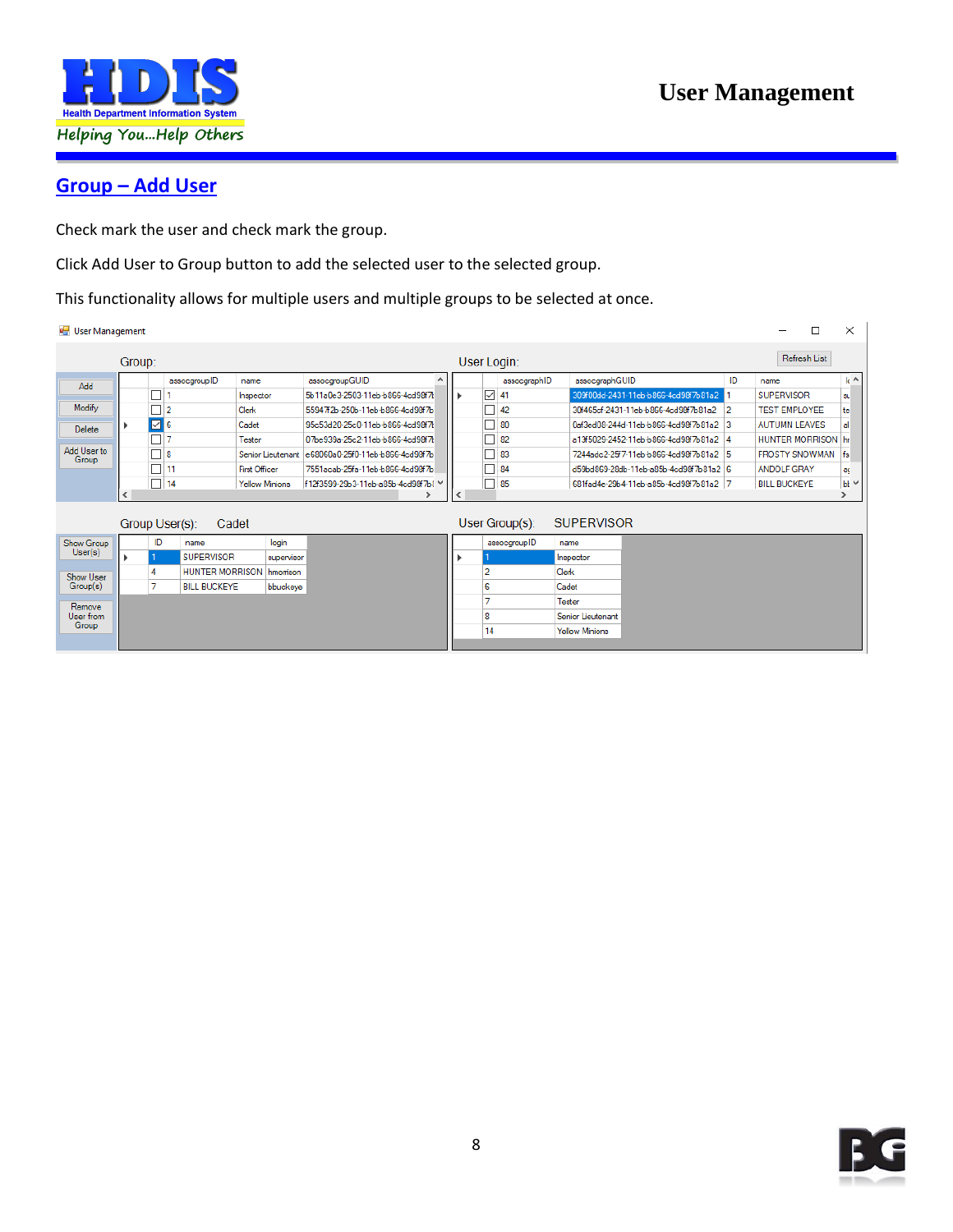## Group – Add User

Check mark the user and check mark the group.

Click Add User to Group button to add the selected user to the selected group.

This functionality allows for multiple users and multiple groups to be selected at once.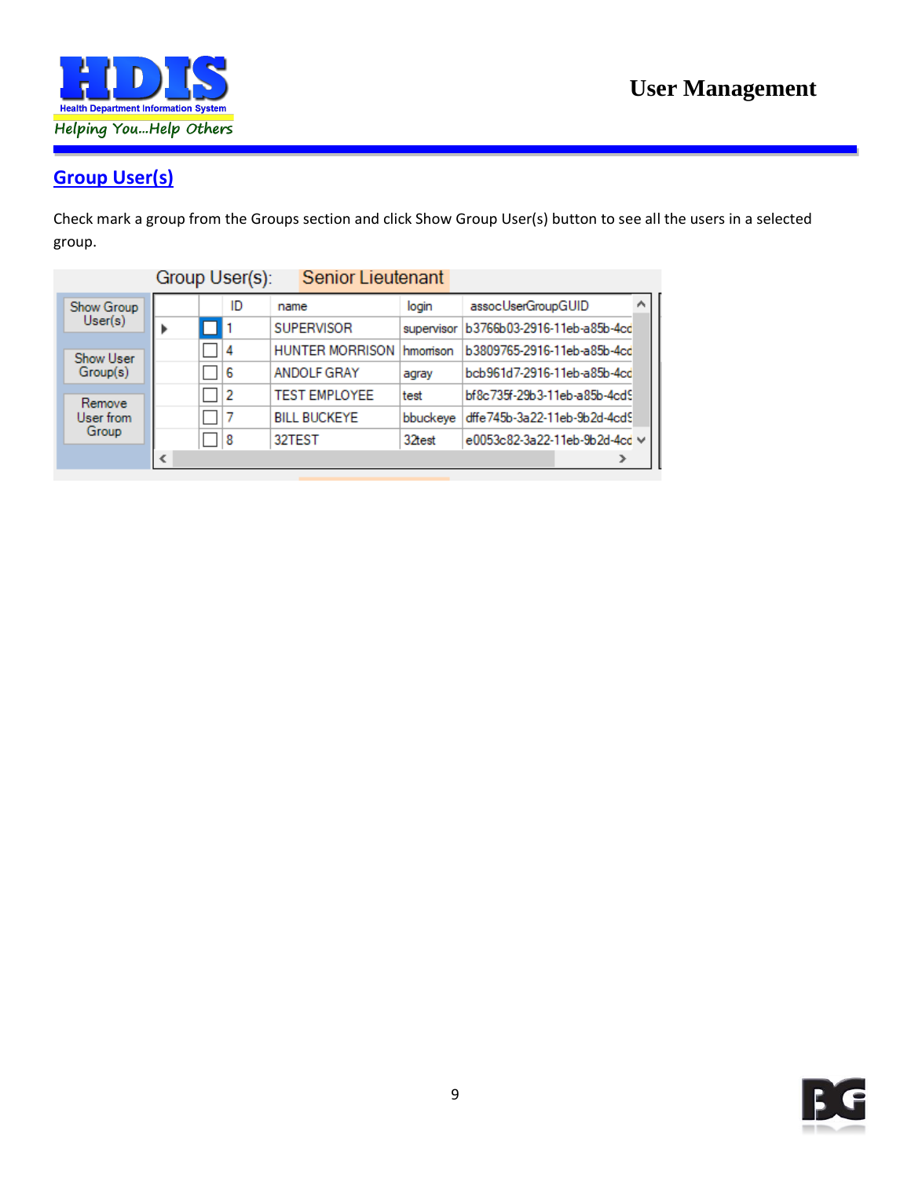## Group User(s)

Check mark a group from the Groups section and click Show Group User(s) button to see all the users in a selected group.

Group User(s): Senior Lieutenant

| | ID | name | login | assocUserGroupGUID |
|---|---|---|---|---|
| ☐ | 1 | SUPERVISOR | supervisor | b3766b03-2916-11eb-a85b-4cc |
| ☐ | 4 | HUNTER MORRISON | hmorrison | b3809765-2916-11eb-a85b-4cc |
| ☐ | 6 | ANDOLF GRAY | agray | bcb961d7-2916-11eb-a85b-4cc |
| ☐ | 2 | TEST EMPLOYEE | test | bf8c735f-29b3-11eb-a85b-4cd |
| ☐ | 7 | BILL BUCKEYE | bbuckeye | dffe745b-3a22-11eb-9b2d-4cd |
| ☐ | 8 | 32TEST | 32test | e0053c82-3a22-11eb-9b2d-4cc |

Show Group User(s) | Show User Group(s) | Remove User from Group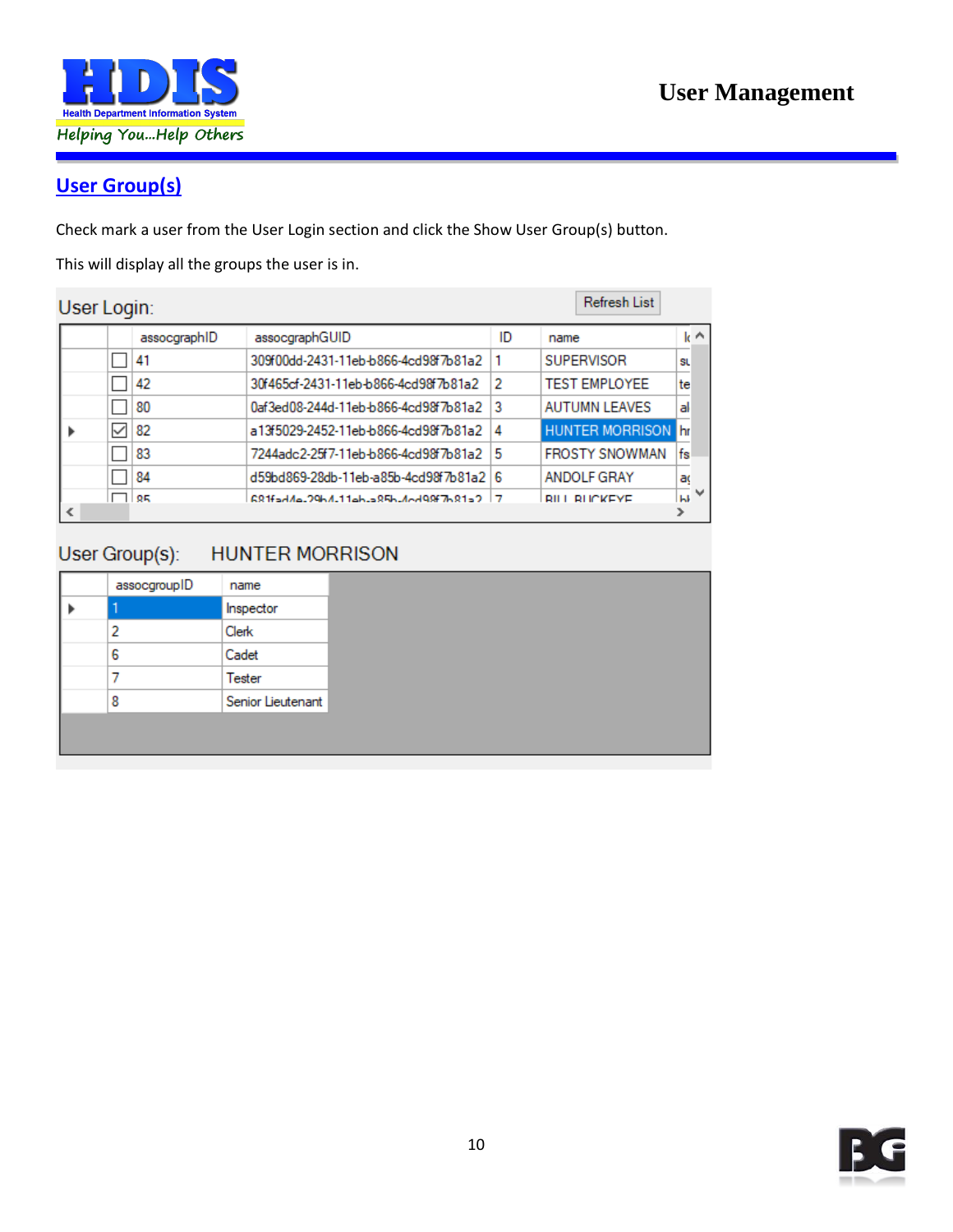## User Group(s)

Check mark a user from the User Login section and click the Show User Group(s) button.

This will display all the groups the user is in.

User Login:

Refresh List

| | | assocgraphID | assocgraphGUID | ID | name | l |
|---|---|---|---|---|---|---|
| | ☐ | 41 | 309f00dd-2431-11eb-b866-4cd98f7b81a2 | 1 | SUPERVISOR | su |
| | ☐ | 42 | 30f465cf-2431-11eb-b866-4cd98f7b81a2 | 2 | TEST EMPLOYEE | te |
| | ☐ | 80 | 0af3ed08-244d-11eb-b866-4cd98f7b81a2 | 3 | AUTUMN LEAVES | al |
| ▶ | ☑ | 82 | a13f5029-2452-11eb-b866-4cd98f7b81a2 | 4 | HUNTER MORRISON | hr |
| | ☐ | 83 | 7244adc2-25f7-11eb-b866-4cd98f7b81a2 | 5 | FROSTY SNOWMAN | fs |
| | ☐ | 84 | d59bd869-28db-11eb-a85b-4cd98f7b81a2 | 6 | ANDOLF GRAY | ag |
| | ☐ | 85 | 681fad4e-29b4-11eb-a85b-4cd98f7b81a2 | 7 | BILL BUCKEYE | bb |

User Group(s): HUNTER MORRISON

| | assocgroupID | name |
|---|---|---|
| ▶ | 1 | Inspector |
| | 2 | Clerk |
| | 6 | Cadet |
| | 7 | Tester |
| | 8 | Senior Lieutenant |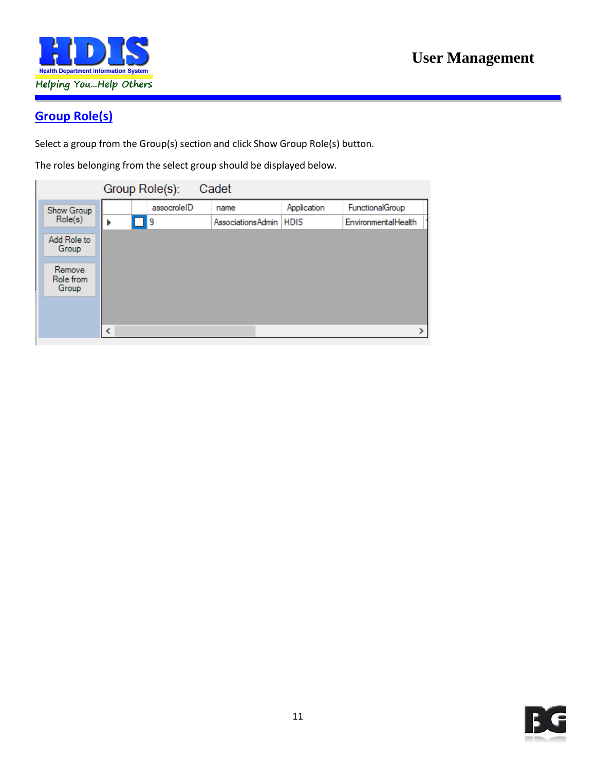## Group Role(s)

Select a group from the Group(s) section and click Show Group Role(s) button.

The roles belonging from the select group should be displayed below.

Group Role(s): Cadet

| | | assocroleID | name | Application | FunctionalGroup |
|---|---|---|---|---|---|
| ▶ | ☐ | 9 | AssociationsAdmin | HDIS | EnvironmentalHealth |

Show Group Role(s)

Add Role to Group

Remove Role from Group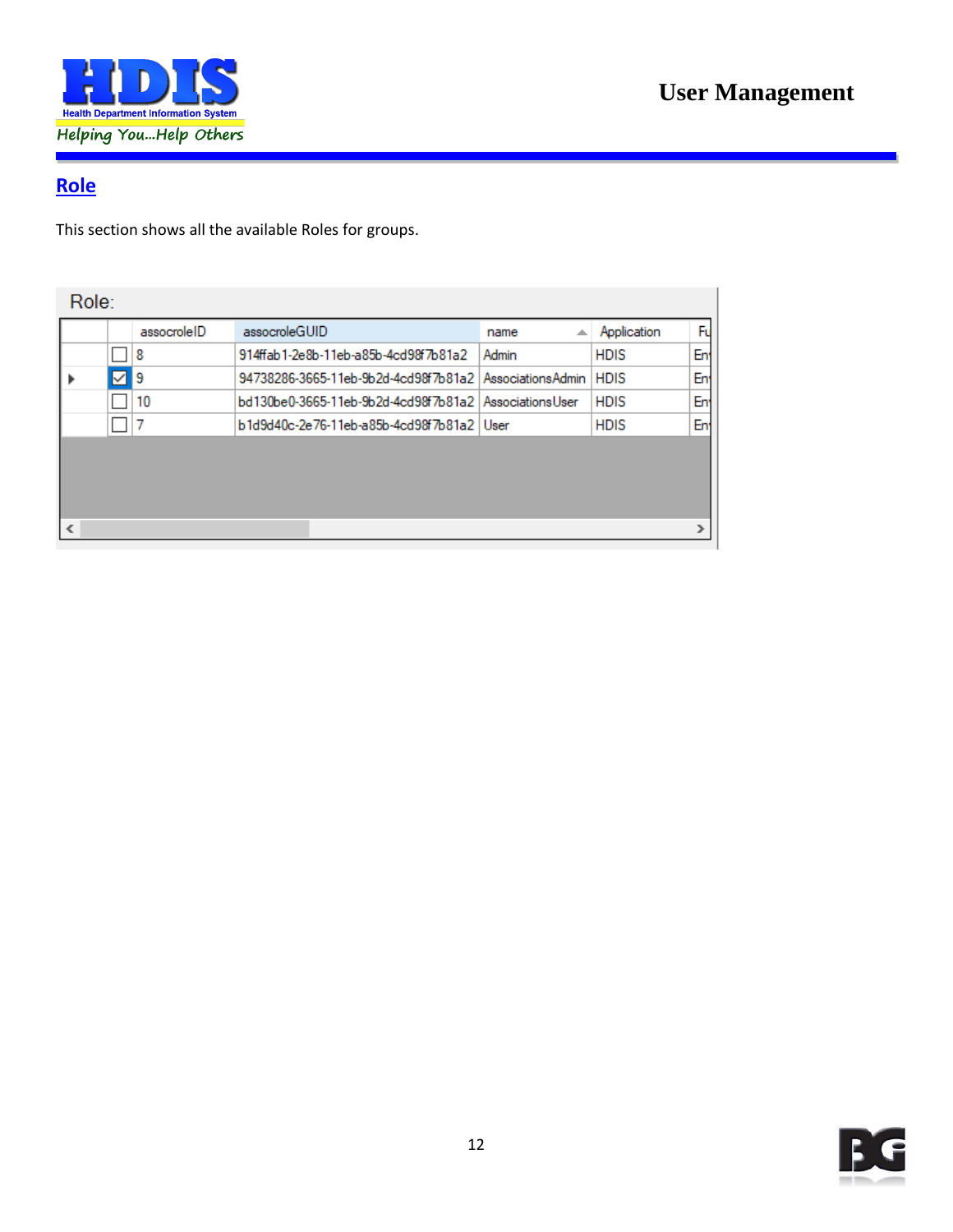## Role

This section shows all the available Roles for groups.

Role:

| | | assocroleID | assocroleGUID | name | Application | Fu |
|---|---|---|---|---|---|---|
| | ☐ | 8 | 914ffab1-2e8b-11eb-a85b-4cd98f7b81a2 | Admin | HDIS | En |
| ▶ | ☑ | 9 | 94738286-3665-11eb-9b2d-4cd98f7b81a2 | AssociationsAdmin | HDIS | En |
| | ☐ | 10 | bd130be0-3665-11eb-9b2d-4cd98f7b81a2 | AssociationsUser | HDIS | En |
| | ☐ | 7 | b1d9d40c-2e76-11eb-a85b-4cd98f7b81a2 | User | HDIS | En |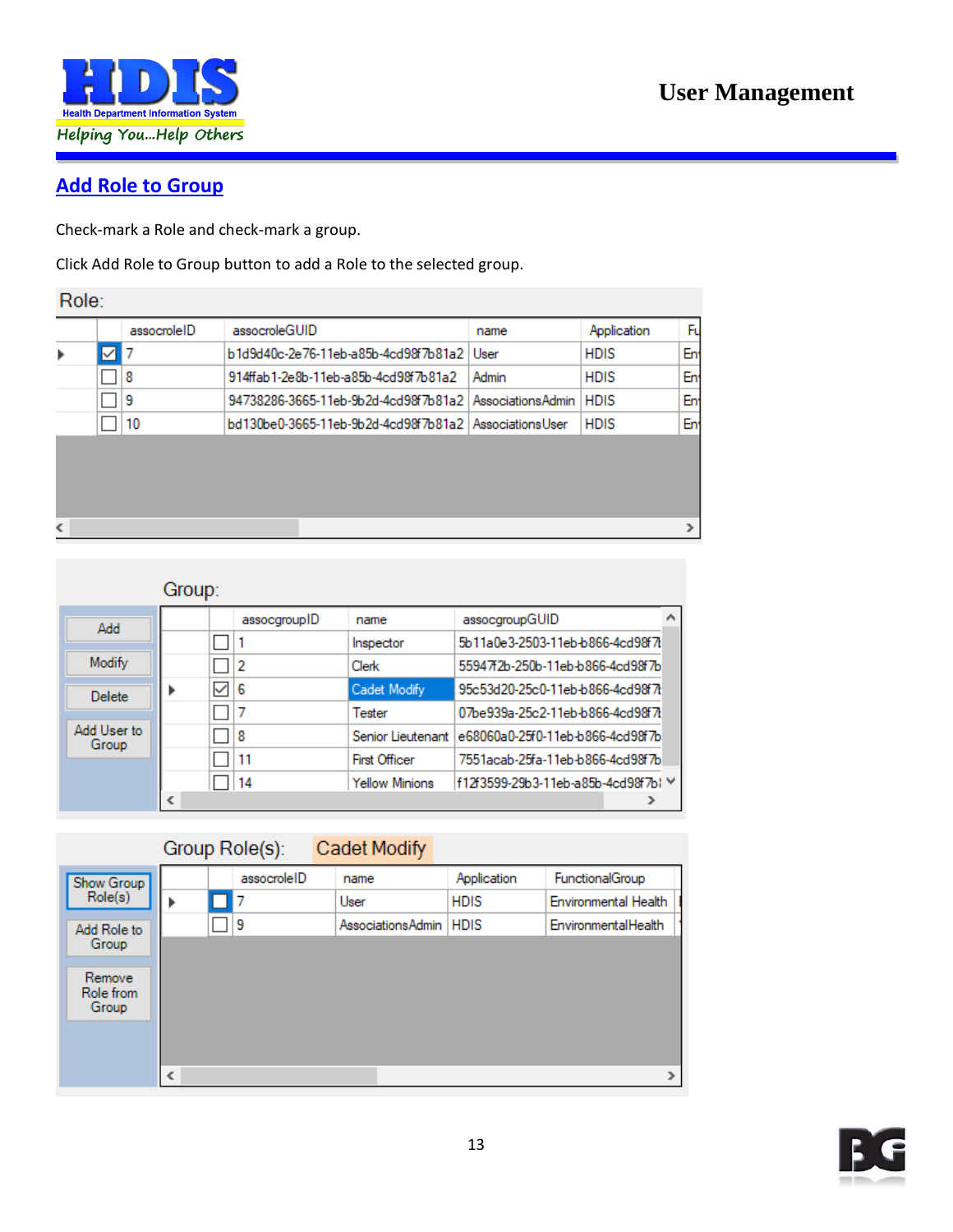## Add Role to Group

Check-mark a Role and check-mark a group.

Click Add Role to Group button to add a Role to the selected group.

Role:

| | | assocroleID | assocroleGUID | name | Application | Fu |
|---|---|---|---|---|---|---|
| ▶ | ☑ | 7 | b1d9d40c-2e76-11eb-a85b-4cd98f7b81a2 | User | HDIS | En |
| | ☐ | 8 | 914ffab1-2e8b-11eb-a85b-4cd98f7b81a2 | Admin | HDIS | En |
| | ☐ | 9 | 94738286-3665-11eb-9b2d-4cd98f7b81a2 | AssociationsAdmin | HDIS | En |
| | ☐ | 10 | bd130be0-3665-11eb-9b2d-4cd98f7b81a2 | AssociationsUser | HDIS | En |

Group:

Add | Modify | Delete | Add User to Group

| | | assocgroupID | name | assocgroupGUID |
|---|---|---|---|---|
| | ☐ | 1 | Inspector | 5b11a0e3-2503-11eb-b866-4cd98f7b |
| | ☐ | 2 | Clerk | 55947f2b-250b-11eb-b866-4cd98f7b |
| ▶ | ☑ | 6 | Cadet Modify | 95c53d20-25c0-11eb-b866-4cd98f7b |
| | ☐ | 7 | Tester | 07be939a-25c2-11eb-b866-4cd98f7b |
| | ☐ | 8 | Senior Lieutenant | e68060a0-25f0-11eb-b866-4cd98f7b |
| | ☐ | 11 | First Officer | 7551acab-25fa-11eb-b866-4cd98f7b |
| | ☐ | 14 | Yellow Minions | f12f3599-29b3-11eb-a85b-4cd98f7b |

Group Role(s): Cadet Modify

Show Group Role(s) | Add Role to Group | Remove Role from Group

| | | assocroleID | name | Application | FunctionalGroup |
|---|---|---|---|---|---|
| ▶ | ☐ | 7 | User | HDIS | Environmental Health |
| | ☐ | 9 | AssociationsAdmin | HDIS | EnvironmentalHealth |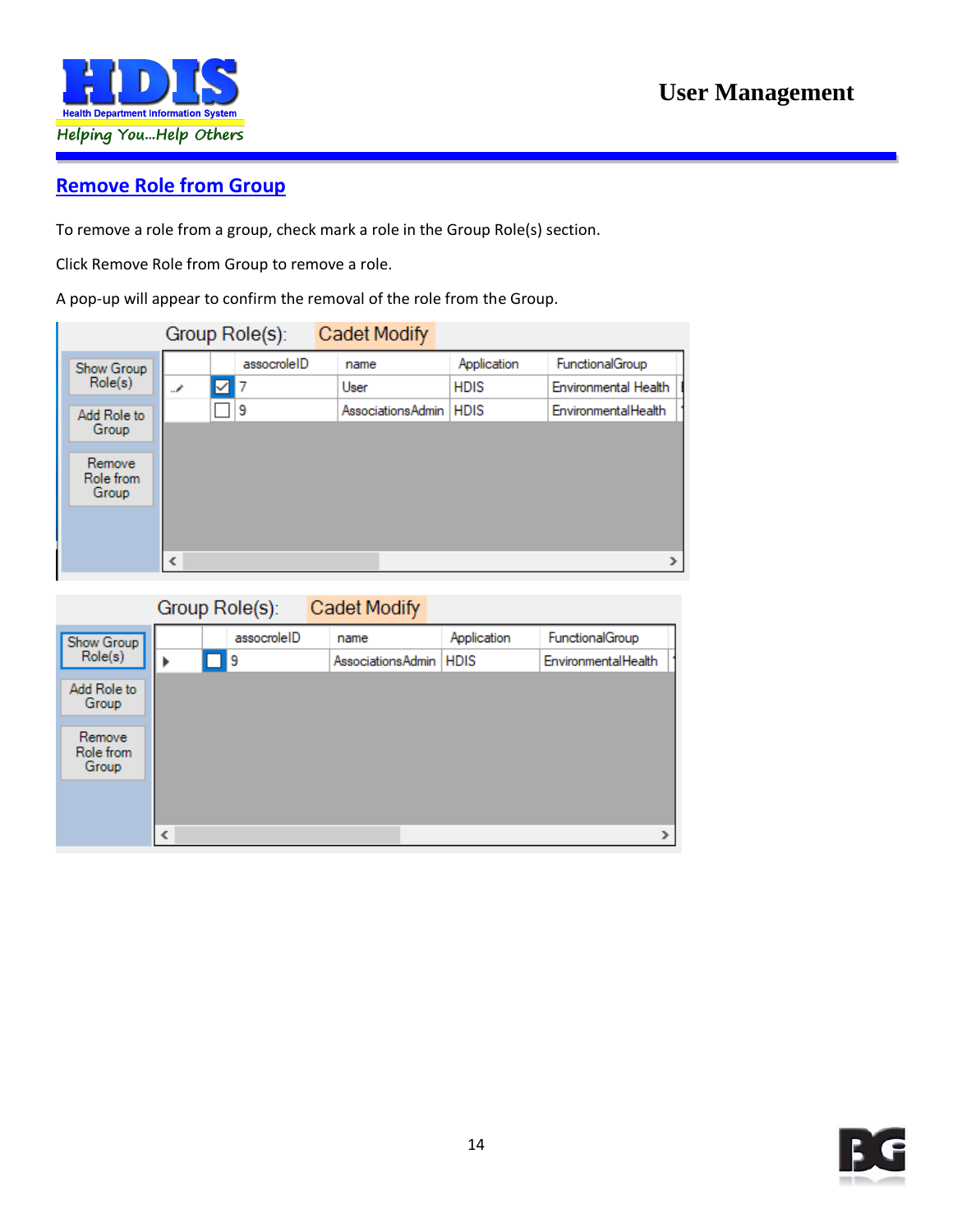## Remove Role from Group

To remove a role from a group, check mark a role in the Group Role(s) section.

Click Remove Role from Group to remove a role.

A pop-up will appear to confirm the removal of the role from the Group.

Group Role(s): Cadet Modify

Show Group Role(s)

Add Role to Group

Remove Role from Group

| | | assocroleID | name | Application | FunctionalGroup |
|---|---|---|---|---|---|
| | ☑ | 7 | User | HDIS | Environmental Health |
| | ☐ | 9 | AssociationsAdmin | HDIS | EnvironmentalHealth |

Group Role(s): Cadet Modify

Show Group Role(s)

Add Role to Group

Remove Role from Group

| | | assocroleID | name | Application | FunctionalGroup |
|---|---|---|---|---|---|
| ▶ | ☐ | 9 | AssociationsAdmin | HDIS | EnvironmentalHealth |